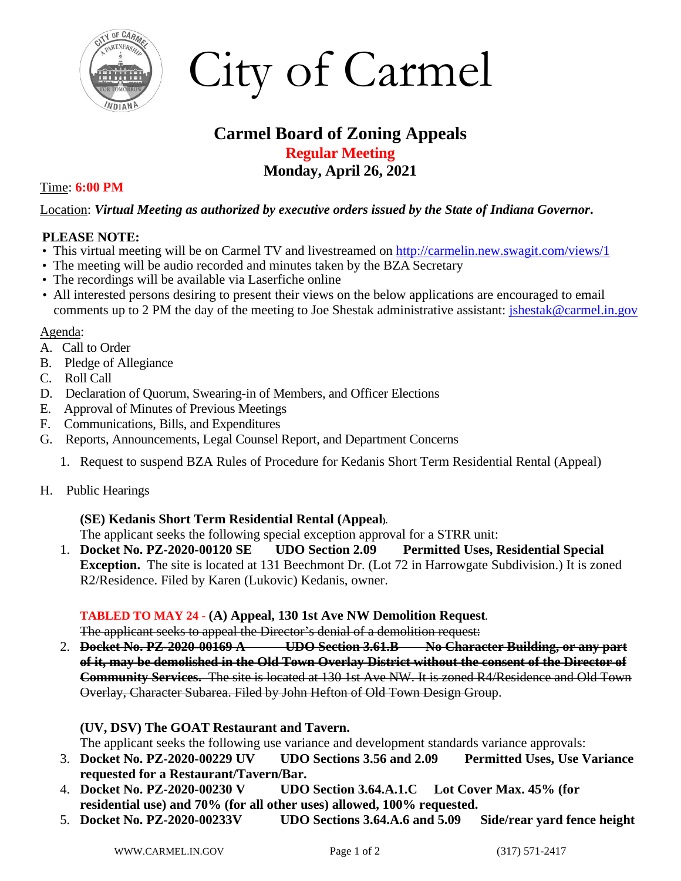# City of Carmel

## Carmel Board of Zoning Appeals

### Regular Meeting

### Monday, April 26, 2021

Time: **6:00 PM**

Location: ***Virtual Meeting as authorized by executive orders issued by the State of Indiana Governor.***

**PLEASE NOTE:**

- This virtual meeting will be on Carmel TV and livestreamed on http://carmelin.new.swagit.com/views/1
- The meeting will be audio recorded and minutes taken by the BZA Secretary
- The recordings will be available via Laserfiche online
- All interested persons desiring to present their views on the below applications are encouraged to email comments up to 2 PM the day of the meeting to Joe Shestak administrative assistant: jshestak@carmel.in.gov

Agenda:

A. Call to Order

B. Pledge of Allegiance

C. Roll Call

D. Declaration of Quorum, Swearing-in of Members, and Officer Elections

E. Approval of Minutes of Previous Meetings

F. Communications, Bills, and Expenditures

G. Reports, Announcements, Legal Counsel Report, and Department Concerns

1. Request to suspend BZA Rules of Procedure for Kedanis Short Term Residential Rental (Appeal)

H. Public Hearings

**(SE) Kedanis Short Term Residential Rental (Appeal).**

The applicant seeks the following special exception approval for a STRR unit:

1. **Docket No. PZ-2020-00120 SE UDO Section 2.09 Permitted Uses, Residential Special Exception.** The site is located at 131 Beechmont Dr. (Lot 72 in Harrowgate Subdivision.) It is zoned R2/Residence. Filed by Karen (Lukovic) Kedanis, owner.

**TABLED TO MAY 24 - (A) Appeal, 130 1st Ave NW Demolition Request.**

~~The applicant seeks to appeal the Director's denial of a demolition request:~~

2. ~~**Docket No. PZ-2020-00169 A UDO Section 3.61.B No Character Building, or any part of it, may be demolished in the Old Town Overlay District without the consent of the Director of Community Services.** The site is located at 130 1st Ave NW. It is zoned R4/Residence and Old Town Overlay, Character Subarea. Filed by John Hefton of Old Town Design Group.~~

**(UV, DSV) The GOAT Restaurant and Tavern.**

The applicant seeks the following use variance and development standards variance approvals:

3. **Docket No. PZ-2020-00229 UV UDO Sections 3.56 and 2.09 Permitted Uses, Use Variance requested for a Restaurant/Tavern/Bar.**
4. **Docket No. PZ-2020-00230 V UDO Section 3.64.A.1.C Lot Cover Max. 45% (for residential use) and 70% (for all other uses) allowed, 100% requested.**
5. **Docket No. PZ-2020-00233V UDO Sections 3.64.A.6 and 5.09 Side/rear yard fence height**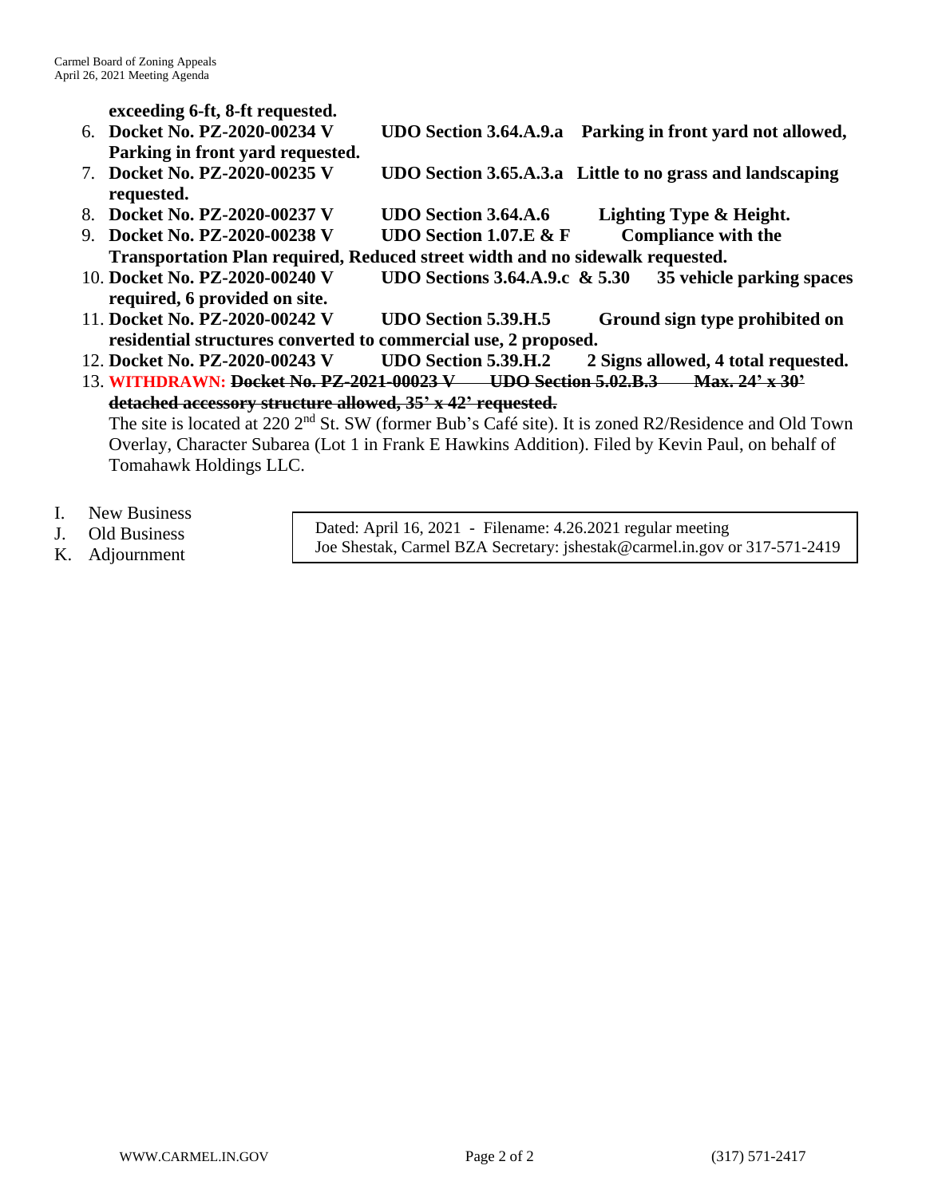**exceeding 6-ft, 8-ft requested.**

6. **Docket No. PZ-2020-00234 V UDO Section 3.64.A.9.a Parking in front yard not allowed, Parking in front yard requested.**
7. **Docket No. PZ-2020-00235 V UDO Section 3.65.A.3.a Little to no grass and landscaping requested.**
8. **Docket No. PZ-2020-00237 V UDO Section 3.64.A.6 Lighting Type & Height.**
9. **Docket No. PZ-2020-00238 V UDO Section 1.07.E & F Compliance with the Transportation Plan required, Reduced street width and no sidewalk requested.**
10. **Docket No. PZ-2020-00240 V UDO Sections 3.64.A.9.c & 5.30 35 vehicle parking spaces required, 6 provided on site.**
11. **Docket No. PZ-2020-00242 V UDO Section 5.39.H.5 Ground sign type prohibited on residential structures converted to commercial use, 2 proposed.**
12. **Docket No. PZ-2020-00243 V UDO Section 5.39.H.2 2 Signs allowed, 4 total requested.**
13. **WITHDRAWN: ~~Docket No. PZ-2021-00023 V UDO Section 5.02.B.3 Max. 24' x 30' detached accessory structure allowed, 35' x 42' requested.~~**

    The site is located at 220 2nd St. SW (former Bub's Café site). It is zoned R2/Residence and Old Town Overlay, Character Subarea (Lot 1 in Frank E Hawkins Addition). Filed by Kevin Paul, on behalf of Tomahawk Holdings LLC.

I. New Business
J. Old Business
K. Adjournment

Dated: April 16, 2021 - Filename: 4.26.2021 regular meeting
Joe Shestak, Carmel BZA Secretary: jshestak@carmel.in.gov or 317-571-2419